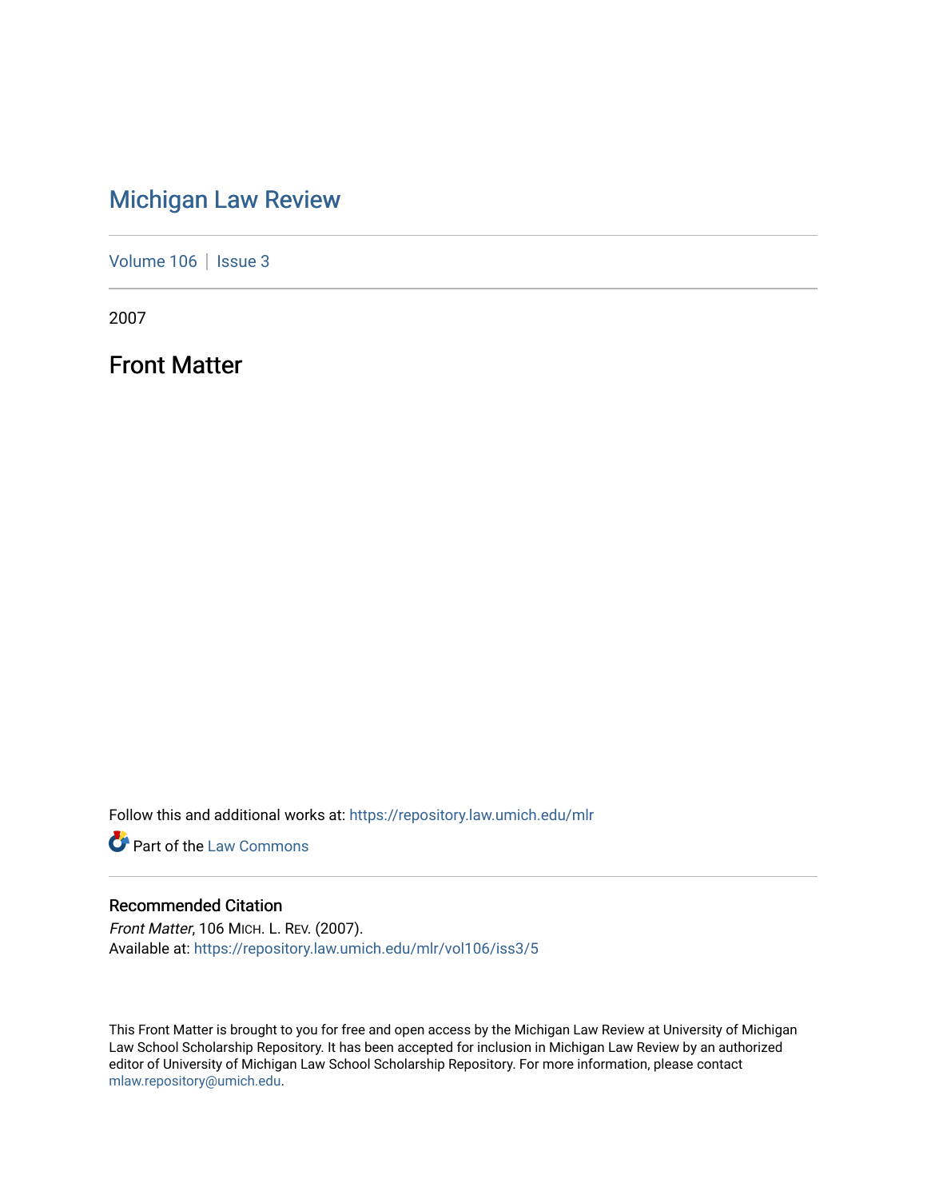# Michigan Law Review

Volume 106 | Issue 3

2007

## Front Matter

Follow this and additional works at: https://repository.law.umich.edu/mlr

Part of the Law Commons

### Recommended Citation

*Front Matter*, 106 MICH. L. REV. (2007).
Available at: https://repository.law.umich.edu/mlr/vol106/iss3/5

This Front Matter is brought to you for free and open access by the Michigan Law Review at University of Michigan Law School Scholarship Repository. It has been accepted for inclusion in Michigan Law Review by an authorized editor of University of Michigan Law School Scholarship Repository. For more information, please contact mlaw.repository@umich.edu.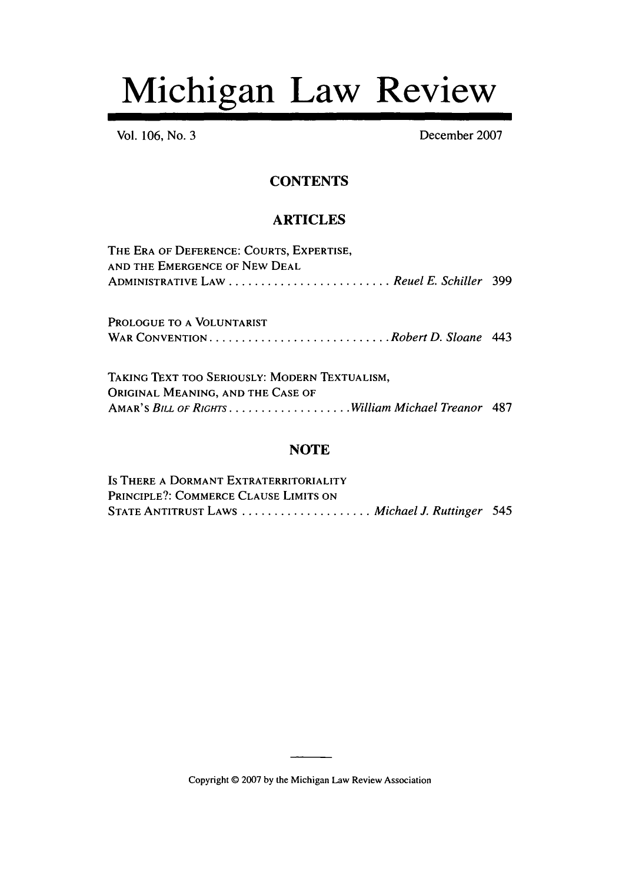# Michigan Law Review

Vol. 106, No. 3 December 2007

## CONTENTS

## ARTICLES

THE ERA OF DEFERENCE: COURTS, EXPERTISE, AND THE EMERGENCE OF NEW DEAL ADMINISTRATIVE LAW .......................... *Reuel E. Schiller* 399

PROLOGUE TO A VOLUNTARIST WAR CONVENTION ............................ *Robert D. Sloane* 443

TAKING TEXT TOO SERIOUSLY: MODERN TEXTUALISM, ORIGINAL MEANING, AND THE CASE OF AMAR'S *BILL OF RIGHTS* ................... *William Michael Treanor* 487

## NOTE

IS THERE A DORMANT EXTRATERRITORIALITY PRINCIPLE?: COMMERCE CLAUSE LIMITS ON STATE ANTITRUST LAWS ..................... *Michael J. Ruttinger* 545

Copyright © 2007 by the Michigan Law Review Association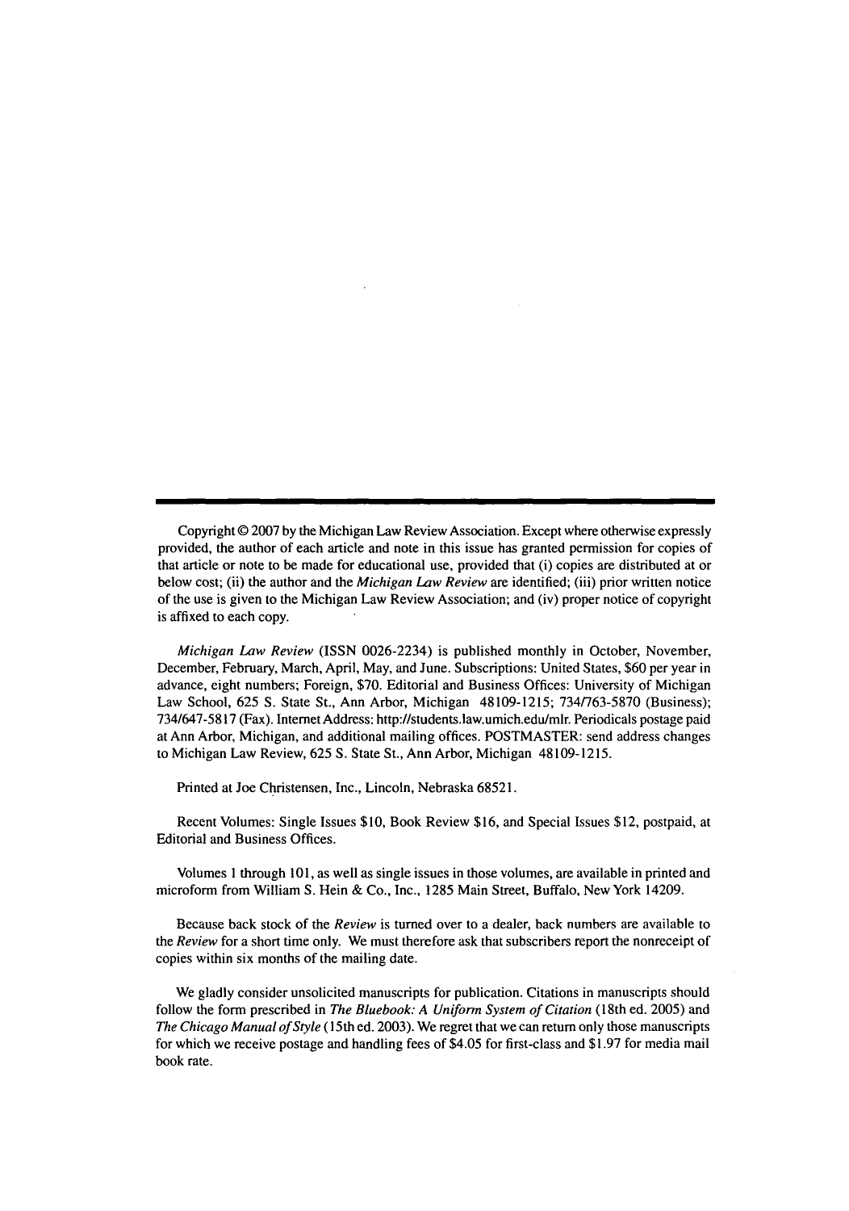---

Copyright © 2007 by the Michigan Law Review Association. Except where otherwise expressly provided, the author of each article and note in this issue has granted permission for copies of that article or note to be made for educational use, provided that (i) copies are distributed at or below cost; (ii) the author and the *Michigan Law Review* are identified; (iii) prior written notice of the use is given to the Michigan Law Review Association; and (iv) proper notice of copyright is affixed to each copy.

*Michigan Law Review* (ISSN 0026-2234) is published monthly in October, November, December, February, March, April, May, and June. Subscriptions: United States, $60 per year in advance, eight numbers; Foreign, $70. Editorial and Business Offices: University of Michigan Law School, 625 S. State St., Ann Arbor, Michigan 48109-1215; 734/763-5870 (Business); 734/647-5817 (Fax). Internet Address: http://students.law.umich.edu/mlr. Periodicals postage paid at Ann Arbor, Michigan, and additional mailing offices. POSTMASTER: send address changes to Michigan Law Review, 625 S. State St., Ann Arbor, Michigan 48109-1215.

Printed at Joe Christensen, Inc., Lincoln, Nebraska 68521.

Recent Volumes: Single Issues $10, Book Review $16, and Special Issues $12, postpaid, at Editorial and Business Offices.

Volumes 1 through 101, as well as single issues in those volumes, are available in printed and microform from William S. Hein & Co., Inc., 1285 Main Street, Buffalo, New York 14209.

Because back stock of the *Review* is turned over to a dealer, back numbers are available to the *Review* for a short time only. We must therefore ask that subscribers report the nonreceipt of copies within six months of the mailing date.

We gladly consider unsolicited manuscripts for publication. Citations in manuscripts should follow the form prescribed in *The Bluebook: A Uniform System of Citation* (18th ed. 2005) and *The Chicago Manual of Style* (15th ed. 2003). We regret that we can return only those manuscripts for which we receive postage and handling fees of $4.05 for first-class and $1.97 for media mail book rate.